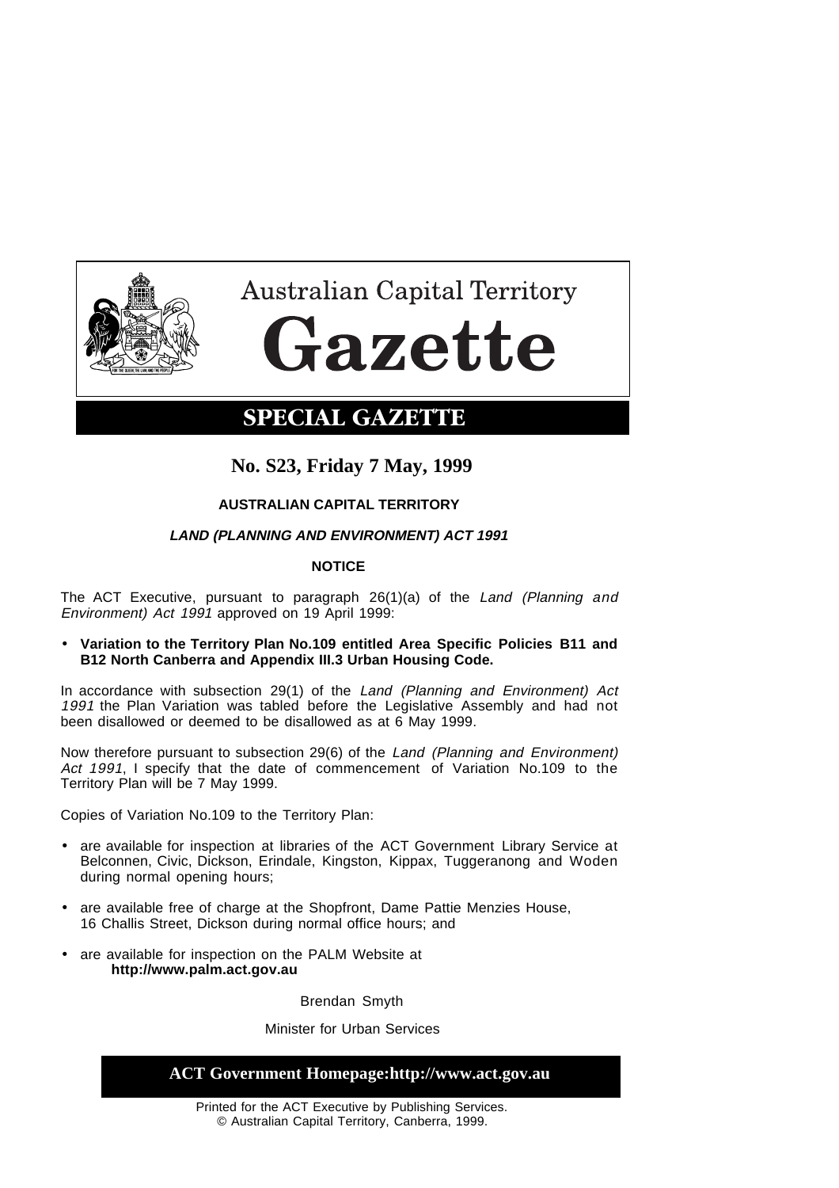# Australian Capital Territory

# Gazette

## SPECIAL GAZETTE

### No. S23, Friday 7 May, 1999

**AUSTRALIAN CAPITAL TERRITORY**

***LAND (PLANNING AND ENVIRONMENT) ACT 1991***

**NOTICE**

The ACT Executive, pursuant to paragraph 26(1)(a) of the *Land (Planning and Environment) Act 1991* approved on 19 April 1999:

- **Variation to the Territory Plan No.109 entitled Area Specific Policies B11 and B12 North Canberra and Appendix III.3 Urban Housing Code.**

In accordance with subsection 29(1) of the *Land (Planning and Environment) Act 1991* the Plan Variation was tabled before the Legislative Assembly and had not been disallowed or deemed to be disallowed as at 6 May 1999.

Now therefore pursuant to subsection 29(6) of the *Land (Planning and Environment) Act 1991*, I specify that the date of commencement of Variation No.109 to the Territory Plan will be 7 May 1999.

Copies of Variation No.109 to the Territory Plan:

- are available for inspection at libraries of the ACT Government Library Service at Belconnen, Civic, Dickson, Erindale, Kingston, Kippax, Tuggeranong and Woden during normal opening hours;
- are available free of charge at the Shopfront, Dame Pattie Menzies House, 16 Challis Street, Dickson during normal office hours; and
- are available for inspection on the PALM Website at **http://www.palm.act.gov.au**

Brendan Smyth

Minister for Urban Services

**ACT Government Homepage:http://www.act.gov.au**

Printed for the ACT Executive by Publishing Services.
© Australian Capital Territory, Canberra, 1999.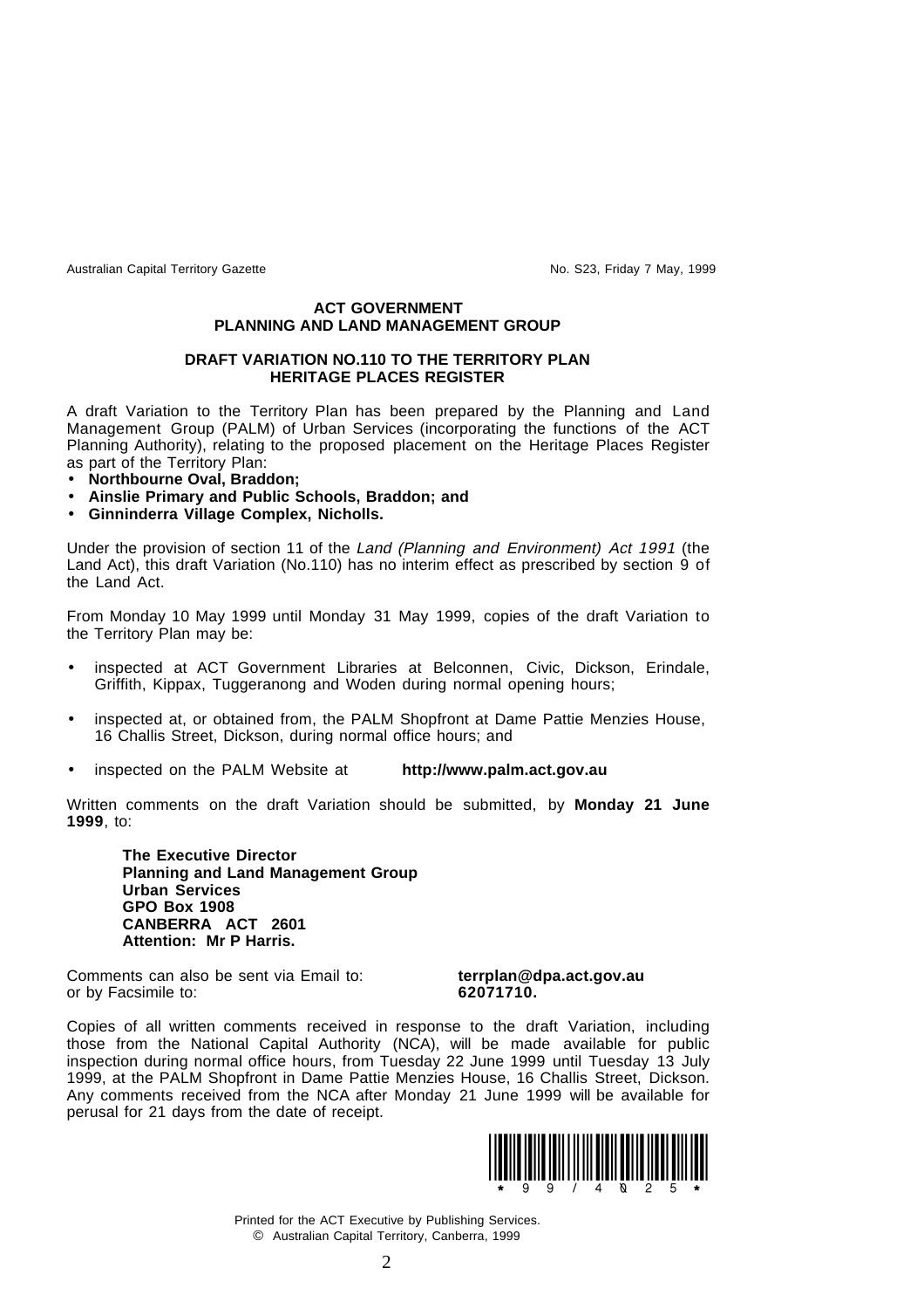**ACT GOVERNMENT**
**PLANNING AND LAND MANAGEMENT GROUP**

**DRAFT VARIATION NO.110 TO THE TERRITORY PLAN**
**HERITAGE PLACES REGISTER**

A draft Variation to the Territory Plan has been prepared by the Planning and Land Management Group (PALM) of Urban Services (incorporating the functions of the ACT Planning Authority), relating to the proposed placement on the Heritage Places Register as part of the Territory Plan:

- **Northbourne Oval, Braddon;**
- **Ainslie Primary and Public Schools, Braddon; and**
- **Ginninderra Village Complex, Nicholls.**

Under the provision of section 11 of the *Land (Planning and Environment) Act 1991* (the Land Act), this draft Variation (No.110) has no interim effect as prescribed by section 9 of the Land Act.

From Monday 10 May 1999 until Monday 31 May 1999, copies of the draft Variation to the Territory Plan may be:

- inspected at ACT Government Libraries at Belconnen, Civic, Dickson, Erindale, Griffith, Kippax, Tuggeranong and Woden during normal opening hours;
- inspected at, or obtained from, the PALM Shopfront at Dame Pattie Menzies House, 16 Challis Street, Dickson, during normal office hours; and
- inspected on the PALM Website at **http://www.palm.act.gov.au**

Written comments on the draft Variation should be submitted, by **Monday 21 June 1999**, to:

**The Executive Director**
**Planning and Land Management Group**
**Urban Services**
**GPO Box 1908**
**CANBERRA ACT 2601**
**Attention: Mr P Harris.**

Comments can also be sent via Email to: **terrplan@dpa.act.gov.au**
or by Facsimile to: **62071710.**

Copies of all written comments received in response to the draft Variation, including those from the National Capital Authority (NCA), will be made available for public inspection during normal office hours, from Tuesday 22 June 1999 until Tuesday 13 July 1999, at the PALM Shopfront in Dame Pattie Menzies House, 16 Challis Street, Dickson. Any comments received from the NCA after Monday 21 June 1999 will be available for perusal for 21 days from the date of receipt.

*99/4025*

Printed for the ACT Executive by Publishing Services.
© Australian Capital Territory, Canberra, 1999